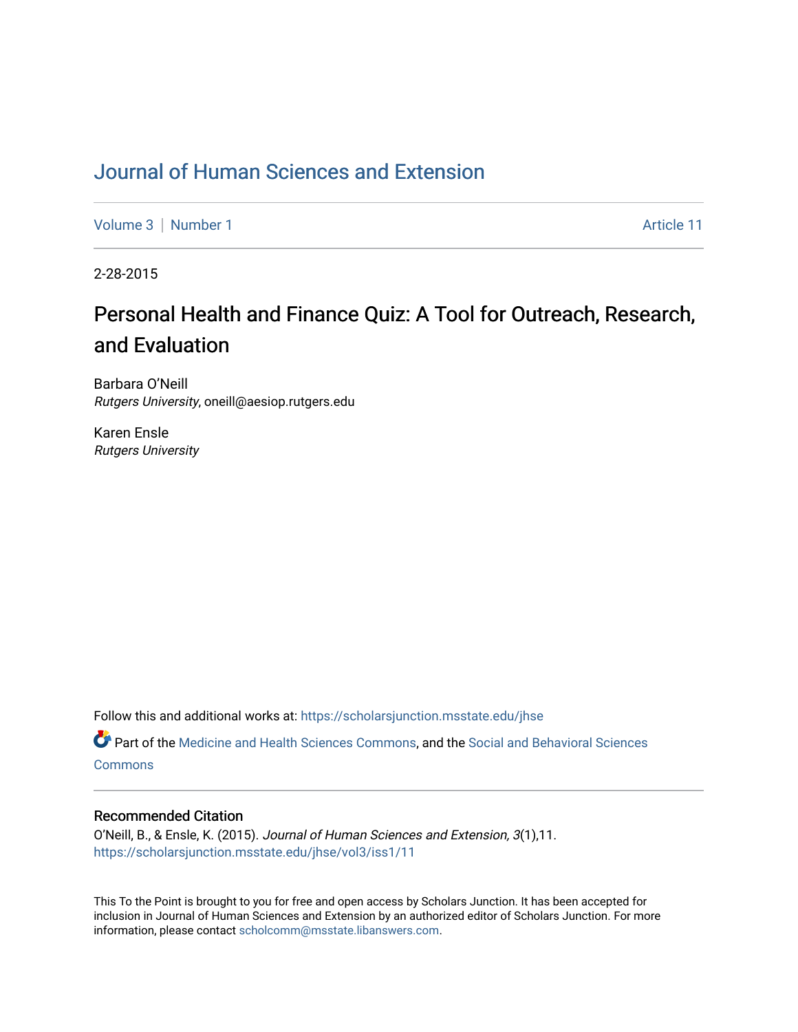# Journal of Human Sciences and Extension

Volume 3 | Number 1 Article 11

2-28-2015

## Personal Health and Finance Quiz: A Tool for Outreach, Research, and Evaluation

Barbara O'Neill
*Rutgers University*, oneill@aesiop.rutgers.edu

Karen Ensle
*Rutgers University*

Follow this and additional works at: https://scholarsjunction.msstate.edu/jhse

Part of the Medicine and Health Sciences Commons, and the Social and Behavioral Sciences Commons

### Recommended Citation

O'Neill, B., & Ensle, K. (2015). *Journal of Human Sciences and Extension, 3*(1),11.
https://scholarsjunction.msstate.edu/jhse/vol3/iss1/11

This To the Point is brought to you for free and open access by Scholars Junction. It has been accepted for inclusion in Journal of Human Sciences and Extension by an authorized editor of Scholars Junction. For more information, please contact scholcomm@msstate.libanswers.com.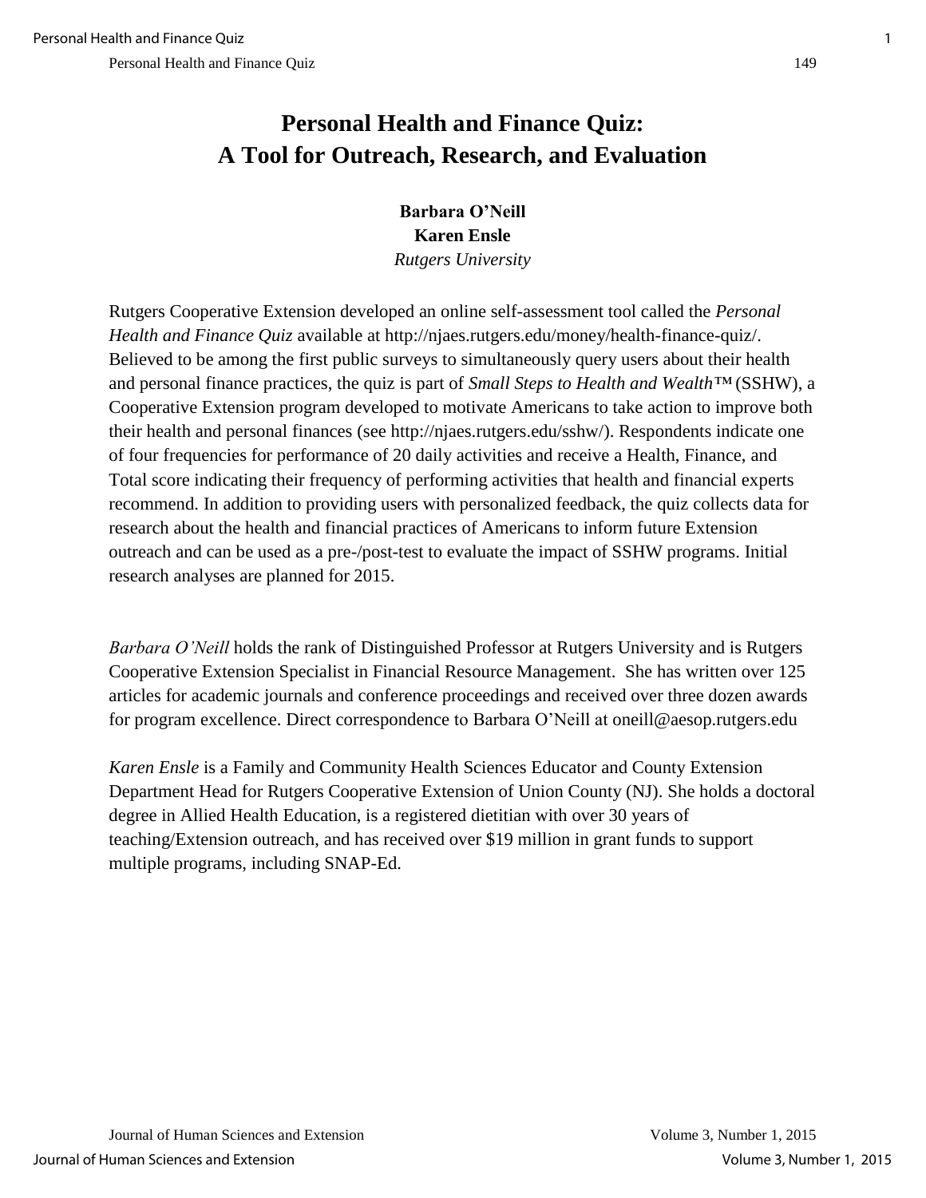# Personal Health and Finance Quiz: A Tool for Outreach, Research, and Evaluation

**Barbara O'Neill**
**Karen Ensle**
*Rutgers University*

Rutgers Cooperative Extension developed an online self-assessment tool called the *Personal Health and Finance Quiz* available at http://njaes.rutgers.edu/money/health-finance-quiz/. Believed to be among the first public surveys to simultaneously query users about their health and personal finance practices, the quiz is part of *Small Steps to Health and Wealth™* (SSHW), a Cooperative Extension program developed to motivate Americans to take action to improve both their health and personal finances (see http://njaes.rutgers.edu/sshw/). Respondents indicate one of four frequencies for performance of 20 daily activities and receive a Health, Finance, and Total score indicating their frequency of performing activities that health and financial experts recommend. In addition to providing users with personalized feedback, the quiz collects data for research about the health and financial practices of Americans to inform future Extension outreach and can be used as a pre-/post-test to evaluate the impact of SSHW programs. Initial research analyses are planned for 2015.

*Barbara O'Neill* holds the rank of Distinguished Professor at Rutgers University and is Rutgers Cooperative Extension Specialist in Financial Resource Management. She has written over 125 articles for academic journals and conference proceedings and received over three dozen awards for program excellence. Direct correspondence to Barbara O'Neill at oneill@aesop.rutgers.edu

*Karen Ensle* is a Family and Community Health Sciences Educator and County Extension Department Head for Rutgers Cooperative Extension of Union County (NJ). She holds a doctoral degree in Allied Health Education, is a registered dietitian with over 30 years of teaching/Extension outreach, and has received over $19 million in grant funds to support multiple programs, including SNAP-Ed.